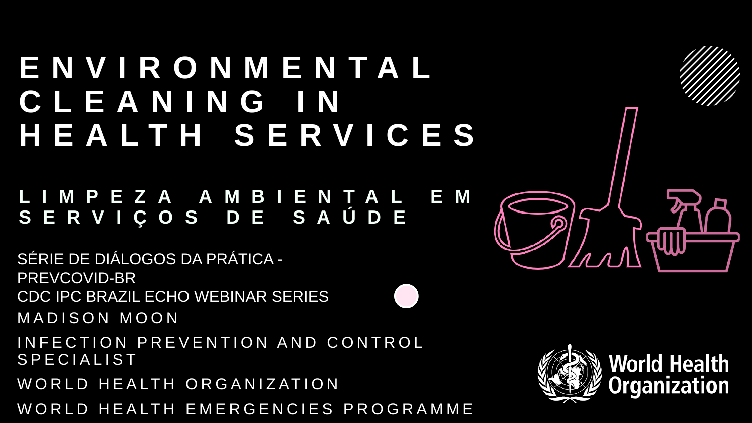# ENVIRONMENTAL CLEANING IN HEALTH SERVICES

## LIMPEZA AMBIENTAL EM SERVIÇOS DE SAÚDE

SÉRIE DE DIÁLOGOS DA PRÁTICA - PREVCOVID-BR

CDC IPC BRAZIL ECHO WEBINAR SERIES

MADISON MOON

INFECTION PREVENTION AND CONTROL SPECIALIST

WORLD HEALTH ORGANIZATION

WORLD HEALTH EMERGENCIES PROGRAMME

World Health Organization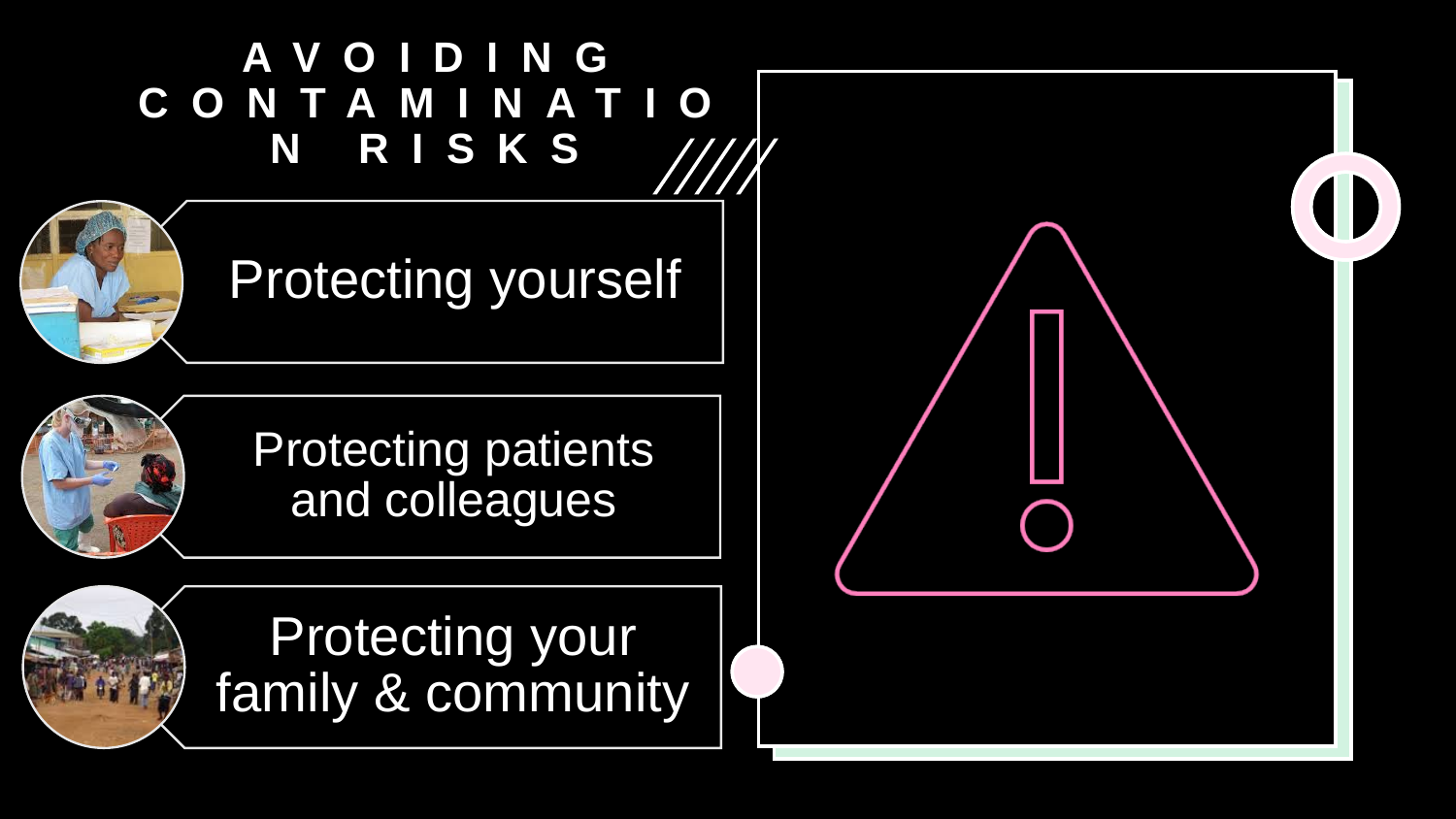# AVOIDING CONTAMINATION RISKS

- Protecting yourself
- Protecting patients and colleagues
- Protecting your family & community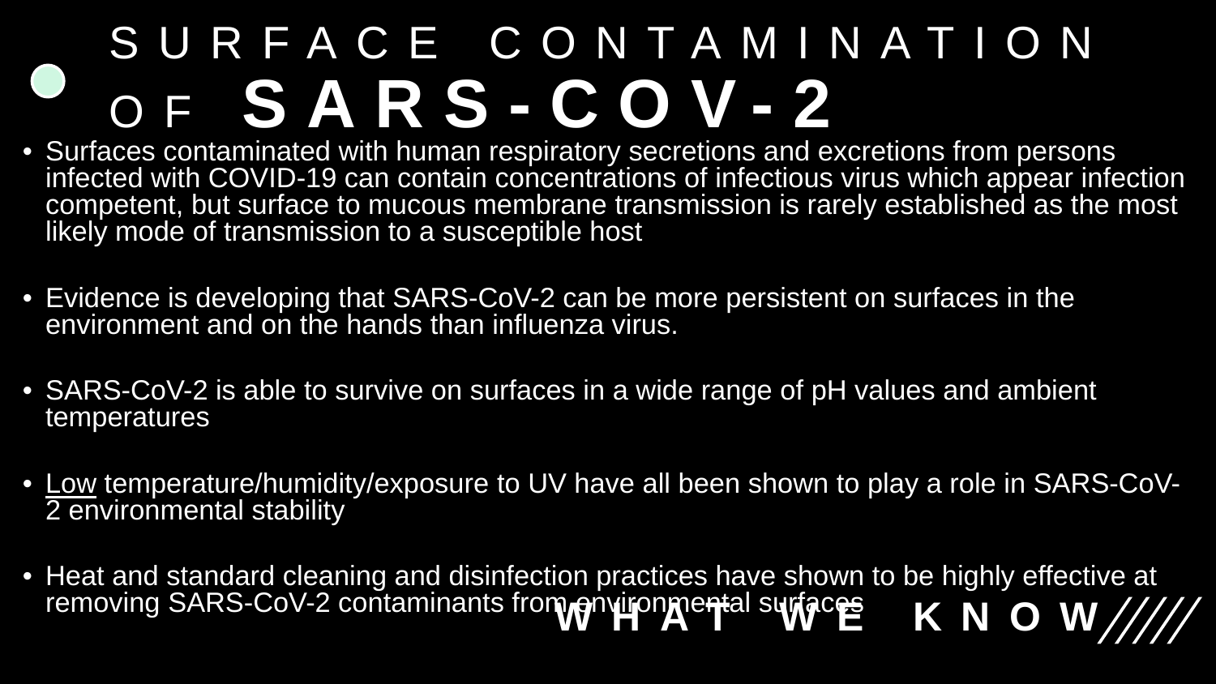# SURFACE CONTAMINATION OF **SARS-COV-2**

- Surfaces contaminated with human respiratory secretions and excretions from persons infected with COVID-19 can contain concentrations of infectious virus which appear infection competent, but surface to mucous membrane transmission is rarely established as the most likely mode of transmission to a susceptible host
- Evidence is developing that SARS-CoV-2 can be more persistent on surfaces in the environment and on the hands than influenza virus.
- SARS-CoV-2 is able to survive on surfaces in a wide range of pH values and ambient temperatures
- <u>Low</u> temperature/humidity/exposure to UV have all been shown to play a role in SARS-CoV-2 environmental stability
- Heat and standard cleaning and disinfection practices have shown to be highly effective at removing SARS-CoV-2 contaminants from environmental surfaces

**WHAT WE KNOW**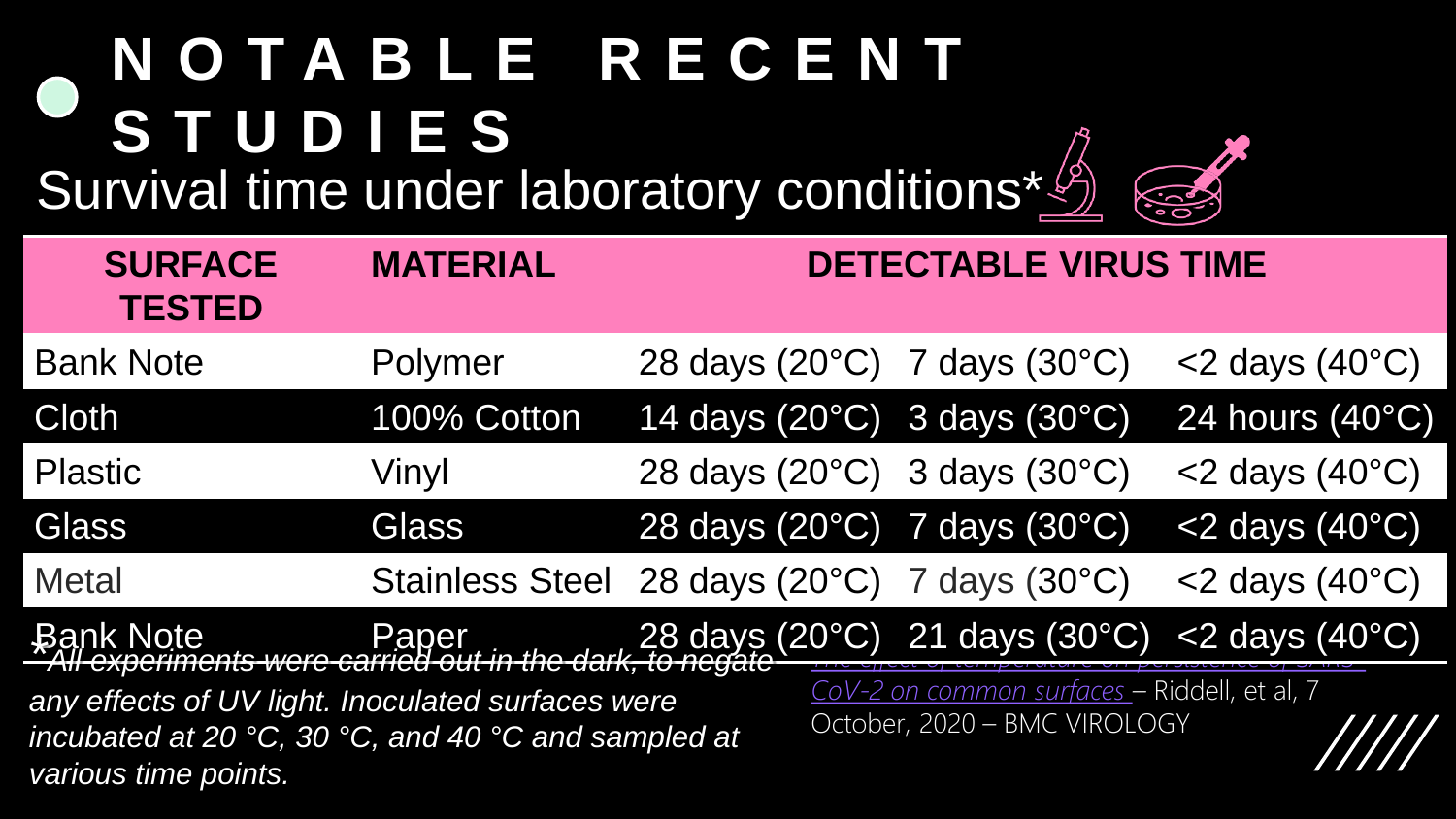# NOTABLE RECENT STUDIES

## Survival time under laboratory conditions*

| SURFACE TESTED | MATERIAL | DETECTABLE VIRUS TIME | | |
|---|---|---|---|---|
| Bank Note | Polymer | 28 days (20°C) | 7 days (30°C) | <2 days (40°C) |
| Cloth | 100% Cotton | 14 days (20°C) | 3 days (30°C) | 24 hours (40°C) |
| Plastic | Vinyl | 28 days (20°C) | 3 days (30°C) | <2 days (40°C) |
| Glass | Glass | 28 days (20°C) | 7 days (30°C) | <2 days (40°C) |
| Metal | Stainless Steel | 28 days (20°C) | 7 days (30°C) | <2 days (40°C) |
| Bank Note | Paper | 28 days (20°C) | 21 days (30°C) | <2 days (40°C) |

**All experiments were carried out in the dark, to negate any effects of UV light. Inoculated surfaces were incubated at 20 °C, 30 °C, and 40 °C and sampled at various time points.*

The effect of temperature on persistence of SARS-CoV-2 on common surfaces – Riddell, et al, 7 October, 2020 – BMC VIROLOGY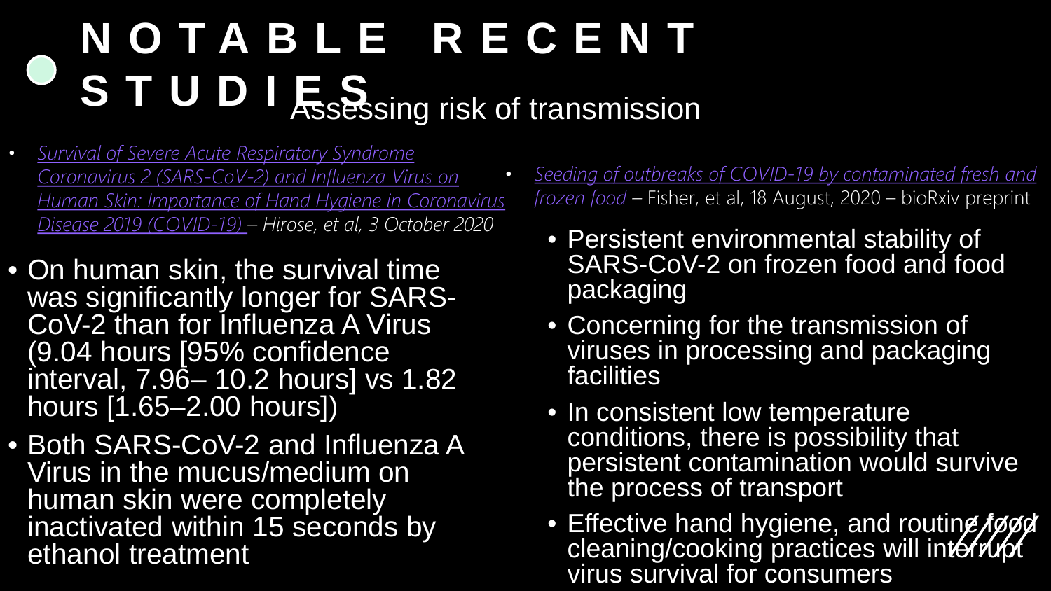# NOTABLE RECENT STUDIES

## Assessing risk of transmission

- *Survival of Severe Acute Respiratory Syndrome Coronavirus 2 (SARS-CoV-2) and Influenza Virus on Human Skin: Importance of Hand Hygiene in Coronavirus Disease 2019 (COVID-19)* – *Hirose, et al, 3 October 2020*

- On human skin, the survival time was significantly longer for SARS-CoV-2 than for Influenza A Virus (9.04 hours [95% confidence interval, 7.96– 10.2 hours] vs 1.82 hours [1.65–2.00 hours])
- Both SARS-CoV-2 and Influenza A Virus in the mucus/medium on human skin were completely inactivated within 15 seconds by ethanol treatment

- *Seeding of outbreaks of COVID-19 by contaminated fresh and frozen food* – Fisher, et al, 18 August, 2020 – bioRxiv preprint
  - Persistent environmental stability of SARS-CoV-2 on frozen food and food packaging
  - Concerning for the transmission of viruses in processing and packaging facilities
  - In consistent low temperature conditions, there is possibility that persistent contamination would survive the process of transport
  - Effective hand hygiene, and routine food cleaning/cooking practices will interrupt virus survival for consumers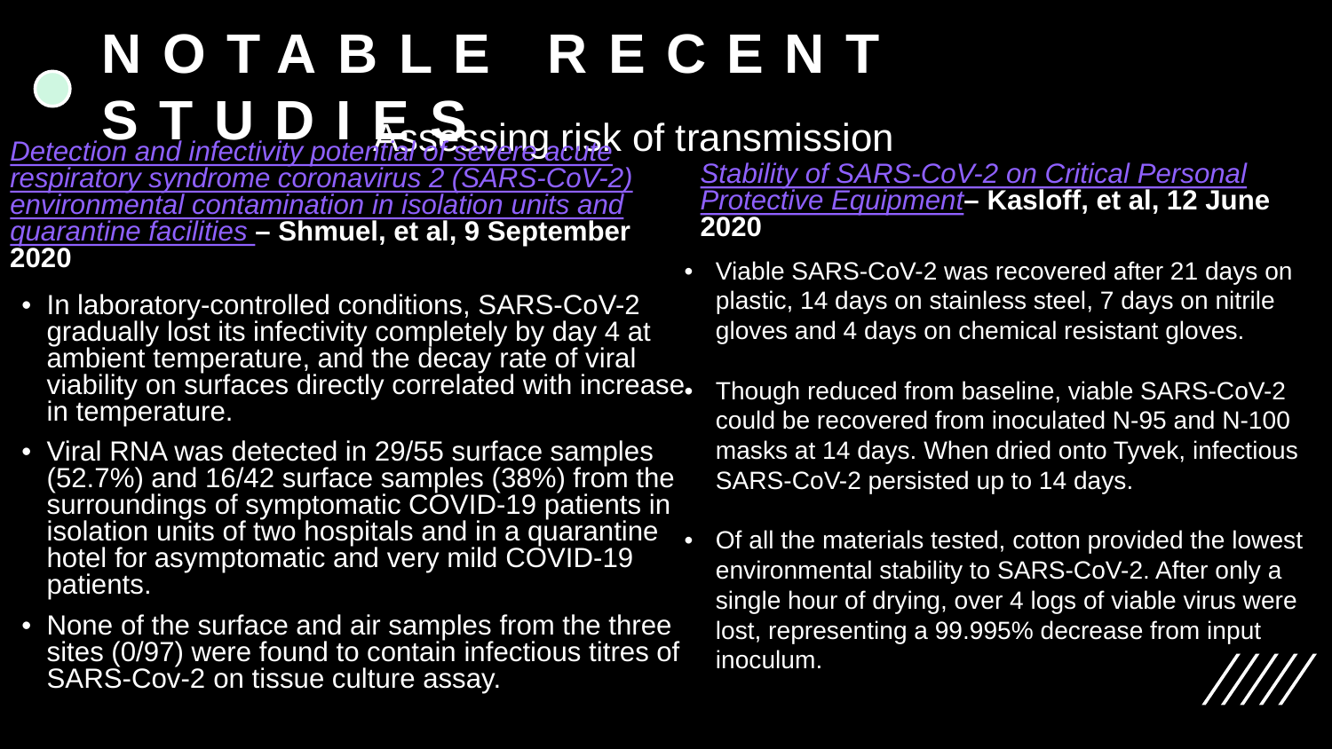# NOTABLE RECENT STUDIES

## Assessing risk of transmission

*Detection and infectivity potential of severe acute respiratory syndrome coronavirus 2 (SARS-CoV-2) environmental contamination in isolation units and quarantine facilities* **– Shmuel, et al, 9 September 2020**

- In laboratory-controlled conditions, SARS-CoV-2 gradually lost its infectivity completely by day 4 at ambient temperature, and the decay rate of viral viability on surfaces directly correlated with increase in temperature.
- Viral RNA was detected in 29/55 surface samples (52.7%) and 16/42 surface samples (38%) from the surroundings of symptomatic COVID-19 patients in isolation units of two hospitals and in a quarantine hotel for asymptomatic and very mild COVID-19 patients.
- None of the surface and air samples from the three sites (0/97) were found to contain infectious titres of SARS-Cov-2 on tissue culture assay.

*Stability of SARS-CoV-2 on Critical Personal Protective Equipment* **– Kasloff, et al, 12 June 2020**

- Viable SARS-CoV-2 was recovered after 21 days on plastic, 14 days on stainless steel, 7 days on nitrile gloves and 4 days on chemical resistant gloves.
- Though reduced from baseline, viable SARS-CoV-2 could be recovered from inoculated N-95 and N-100 masks at 14 days. When dried onto Tyvek, infectious SARS-CoV-2 persisted up to 14 days.
- Of all the materials tested, cotton provided the lowest environmental stability to SARS-CoV-2. After only a single hour of drying, over 4 logs of viable virus were lost, representing a 99.995% decrease from input inoculum.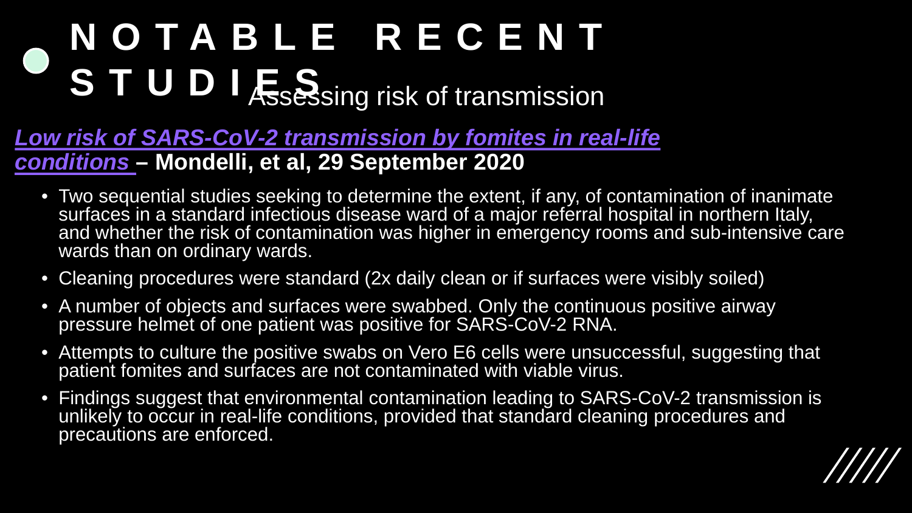# NOTABLE RECENT STUDIES

## Assessing risk of transmission

***Low risk of SARS-CoV-2 transmission by fomites in real-life conditions*** **– Mondelli, et al, 29 September 2020**

- Two sequential studies seeking to determine the extent, if any, of contamination of inanimate surfaces in a standard infectious disease ward of a major referral hospital in northern Italy, and whether the risk of contamination was higher in emergency rooms and sub-intensive care wards than on ordinary wards.
- Cleaning procedures were standard (2x daily clean or if surfaces were visibly soiled)
- A number of objects and surfaces were swabbed. Only the continuous positive airway pressure helmet of one patient was positive for SARS-CoV-2 RNA.
- Attempts to culture the positive swabs on Vero E6 cells were unsuccessful, suggesting that patient fomites and surfaces are not contaminated with viable virus.
- Findings suggest that environmental contamination leading to SARS-CoV-2 transmission is unlikely to occur in real-life conditions, provided that standard cleaning procedures and precautions are enforced.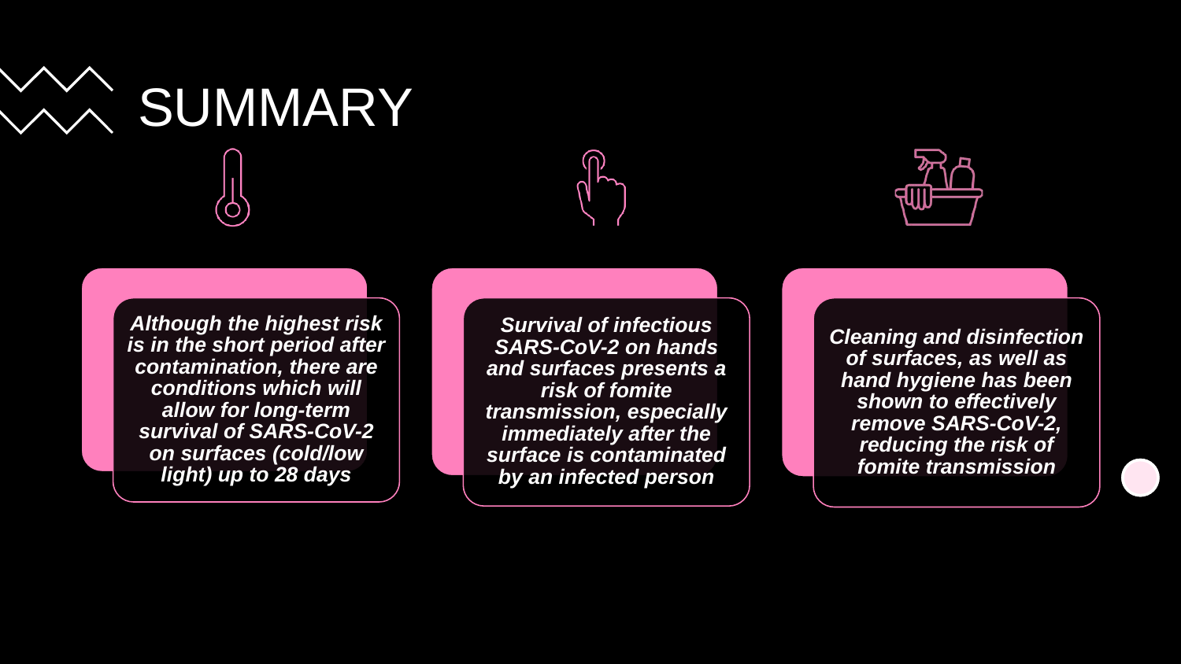# SUMMARY

***Although the highest risk is in the short period after contamination, there are conditions which will allow for long-term survival of SARS-CoV-2 on surfaces (cold/low light) up to 28 days***

***Survival of infectious SARS-CoV-2 on hands and surfaces presents a risk of fomite transmission, especially immediately after the surface is contaminated by an infected person***

***Cleaning and disinfection of surfaces, as well as hand hygiene has been shown to effectively remove SARS-CoV-2, reducing the risk of fomite transmission***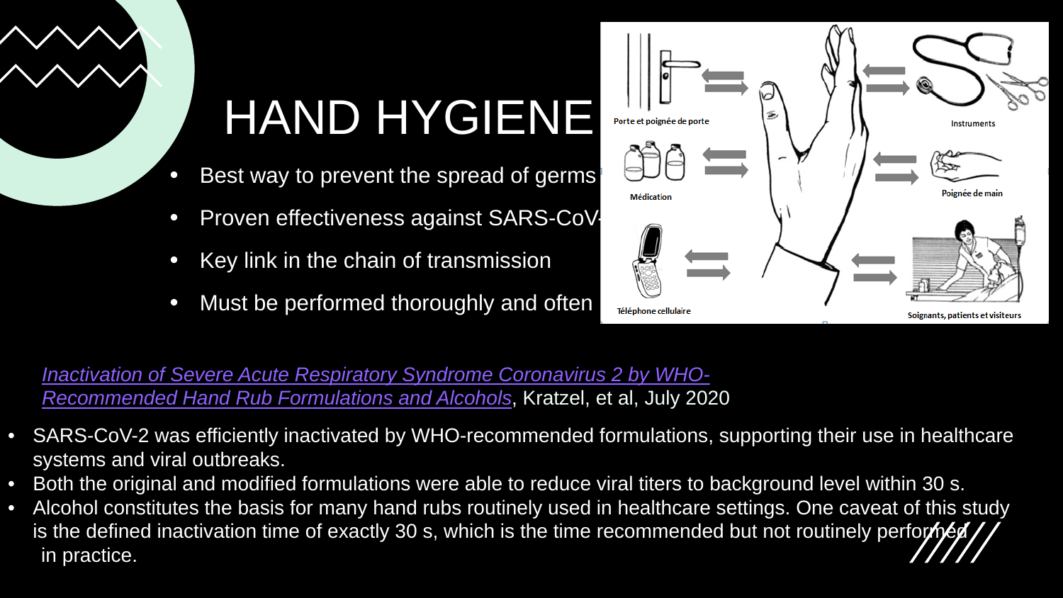# HAND HYGIENE

- Best way to prevent the spread of germs
- Proven effectiveness against SARS-CoV-
- Key link in the chain of transmission
- Must be performed thoroughly and often

Porte et poignée de porte

Instruments

Médication

Poignée de main

Téléphone cellulaire

Soignants, patients et visiteurs

*Inactivation of Severe Acute Respiratory Syndrome Coronavirus 2 by WHO-Recommended Hand Rub Formulations and Alcohols*, Kratzel, et al, July 2020

- SARS-CoV-2 was efficiently inactivated by WHO-recommended formulations, supporting their use in healthcare systems and viral outbreaks.
- Both the original and modified formulations were able to reduce viral titers to background level within 30 s.
- Alcohol constitutes the basis for many hand rubs routinely used in healthcare settings. One caveat of this study is the defined inactivation time of exactly 30 s, which is the time recommended but not routinely performed in practice.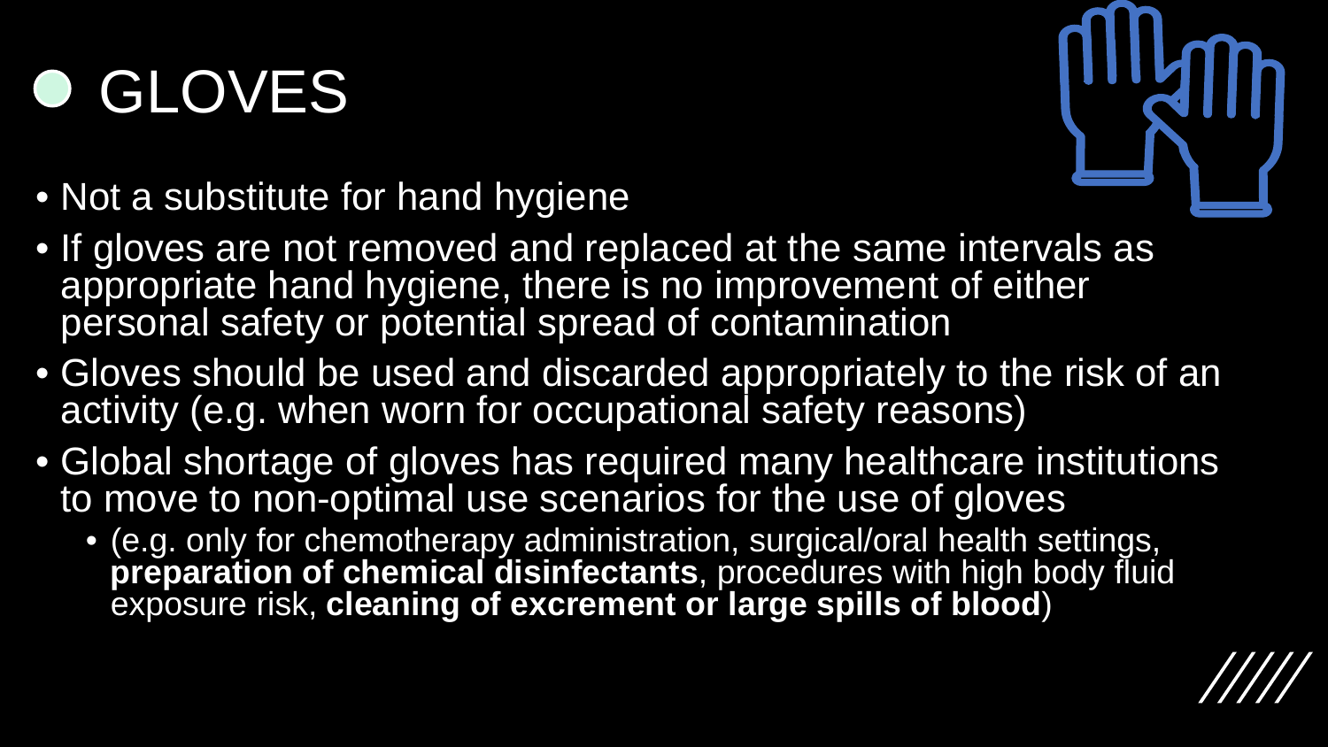# GLOVES

- Not a substitute for hand hygiene
- If gloves are not removed and replaced at the same intervals as appropriate hand hygiene, there is no improvement of either personal safety or potential spread of contamination
- Gloves should be used and discarded appropriately to the risk of an activity (e.g. when worn for occupational safety reasons)
- Global shortage of gloves has required many healthcare institutions to move to non-optimal use scenarios for the use of gloves
  - (e.g. only for chemotherapy administration, surgical/oral health settings, **preparation of chemical disinfectants**, procedures with high body fluid exposure risk, **cleaning of excrement or large spills of blood**)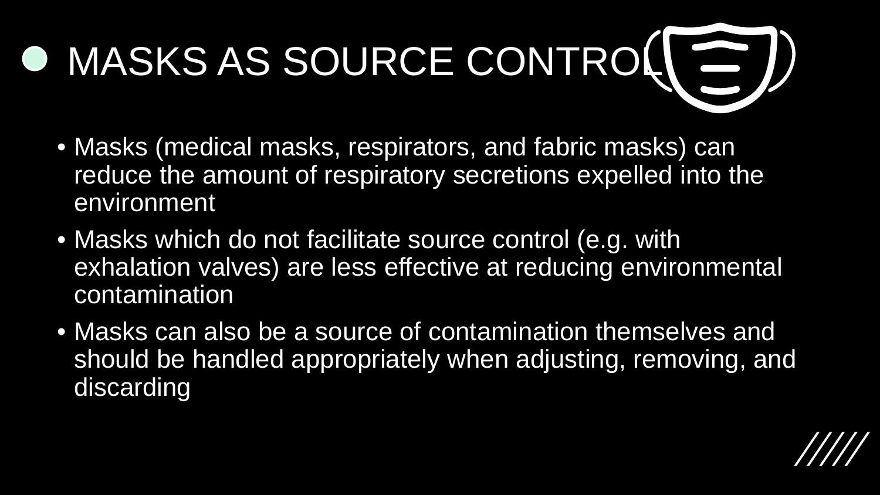# MASKS AS SOURCE CONTROL

- Masks (medical masks, respirators, and fabric masks) can reduce the amount of respiratory secretions expelled into the environment
- Masks which do not facilitate source control (e.g. with exhalation valves) are less effective at reducing environmental contamination
- Masks can also be a source of contamination themselves and should be handled appropriately when adjusting, removing, and discarding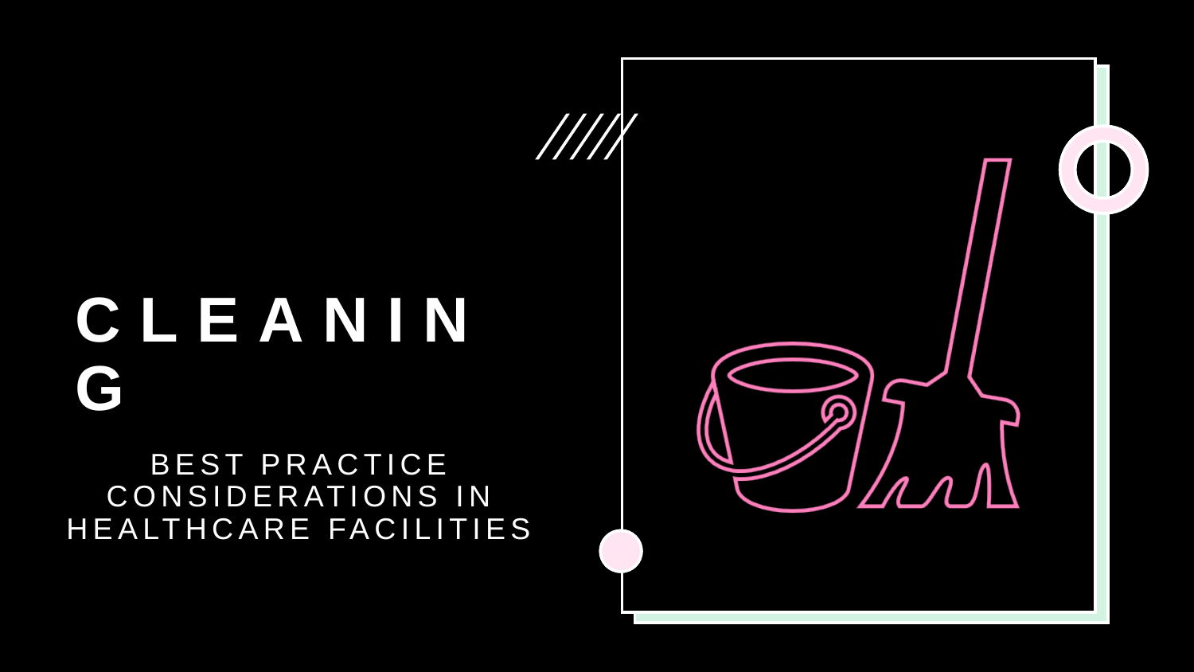# CLEANING

BEST PRACTICE CONSIDERATIONS IN HEALTHCARE FACILITIES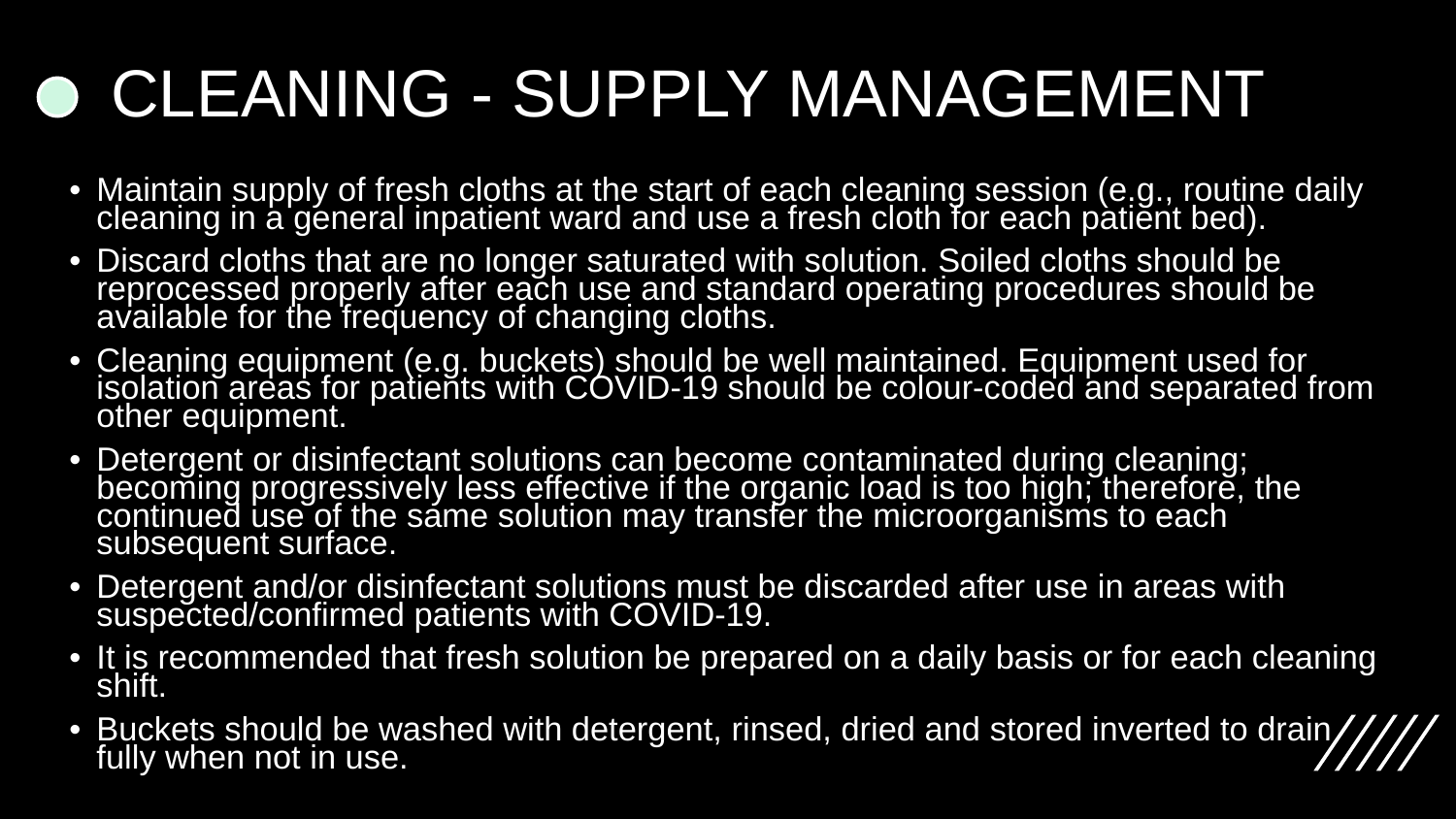# CLEANING - SUPPLY MANAGEMENT

- Maintain supply of fresh cloths at the start of each cleaning session (e.g., routine daily cleaning in a general inpatient ward and use a fresh cloth for each patient bed).
- Discard cloths that are no longer saturated with solution. Soiled cloths should be reprocessed properly after each use and standard operating procedures should be available for the frequency of changing cloths.
- Cleaning equipment (e.g. buckets) should be well maintained. Equipment used for isolation areas for patients with COVID-19 should be colour-coded and separated from other equipment.
- Detergent or disinfectant solutions can become contaminated during cleaning; becoming progressively less effective if the organic load is too high; therefore, the continued use of the same solution may transfer the microorganisms to each subsequent surface.
- Detergent and/or disinfectant solutions must be discarded after use in areas with suspected/confirmed patients with COVID-19.
- It is recommended that fresh solution be prepared on a daily basis or for each cleaning shift.
- Buckets should be washed with detergent, rinsed, dried and stored inverted to drain fully when not in use.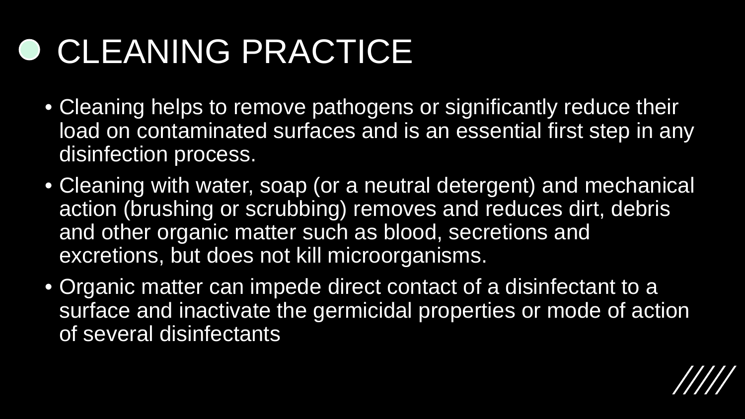# CLEANING PRACTICE

- Cleaning helps to remove pathogens or significantly reduce their load on contaminated surfaces and is an essential first step in any disinfection process.
- Cleaning with water, soap (or a neutral detergent) and mechanical action (brushing or scrubbing) removes and reduces dirt, debris and other organic matter such as blood, secretions and excretions, but does not kill microorganisms.
- Organic matter can impede direct contact of a disinfectant to a surface and inactivate the germicidal properties or mode of action of several disinfectants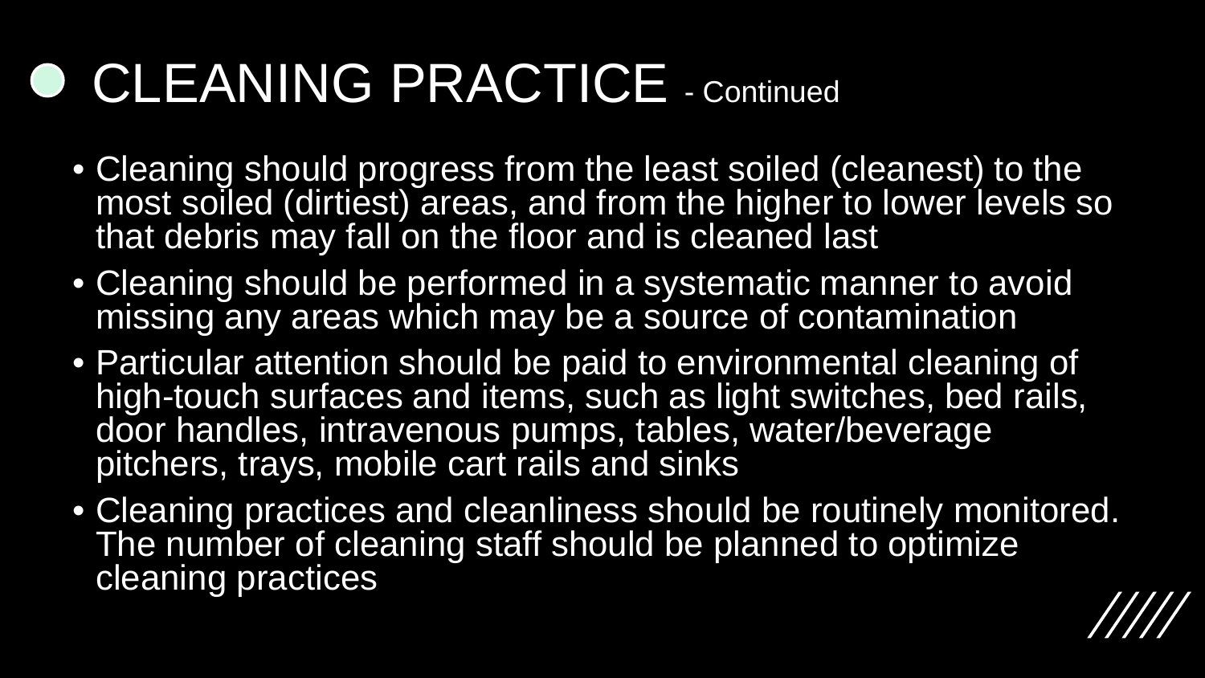# CLEANING PRACTICE - Continued

- Cleaning should progress from the least soiled (cleanest) to the most soiled (dirtiest) areas, and from the higher to lower levels so that debris may fall on the floor and is cleaned last
- Cleaning should be performed in a systematic manner to avoid missing any areas which may be a source of contamination
- Particular attention should be paid to environmental cleaning of high-touch surfaces and items, such as light switches, bed rails, door handles, intravenous pumps, tables, water/beverage pitchers, trays, mobile cart rails and sinks
- Cleaning practices and cleanliness should be routinely monitored. The number of cleaning staff should be planned to optimize cleaning practices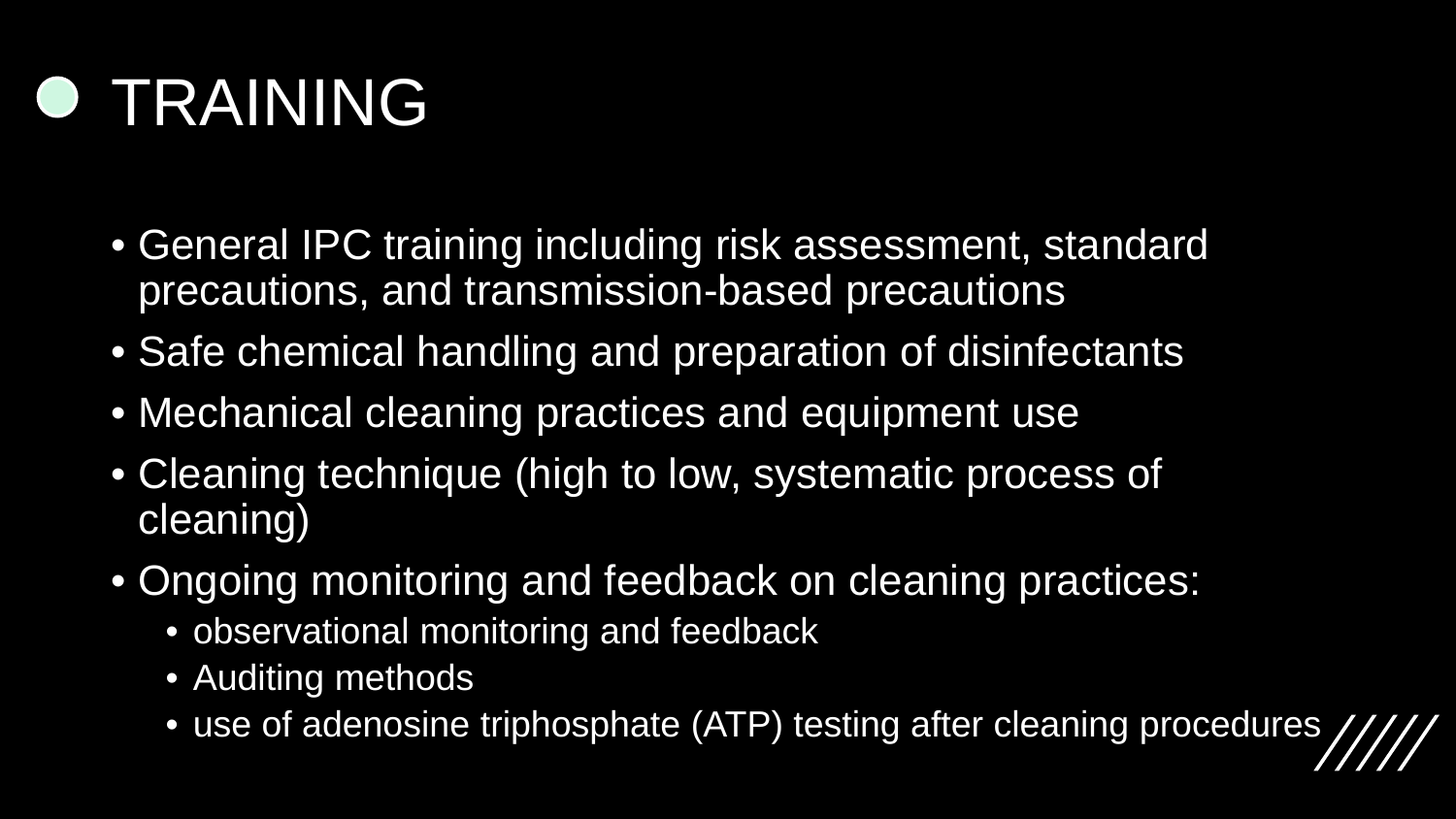# TRAINING

- General IPC training including risk assessment, standard precautions, and transmission-based precautions
- Safe chemical handling and preparation of disinfectants
- Mechanical cleaning practices and equipment use
- Cleaning technique (high to low, systematic process of cleaning)
- Ongoing monitoring and feedback on cleaning practices:
  - observational monitoring and feedback
  - Auditing methods
  - use of adenosine triphosphate (ATP) testing after cleaning procedures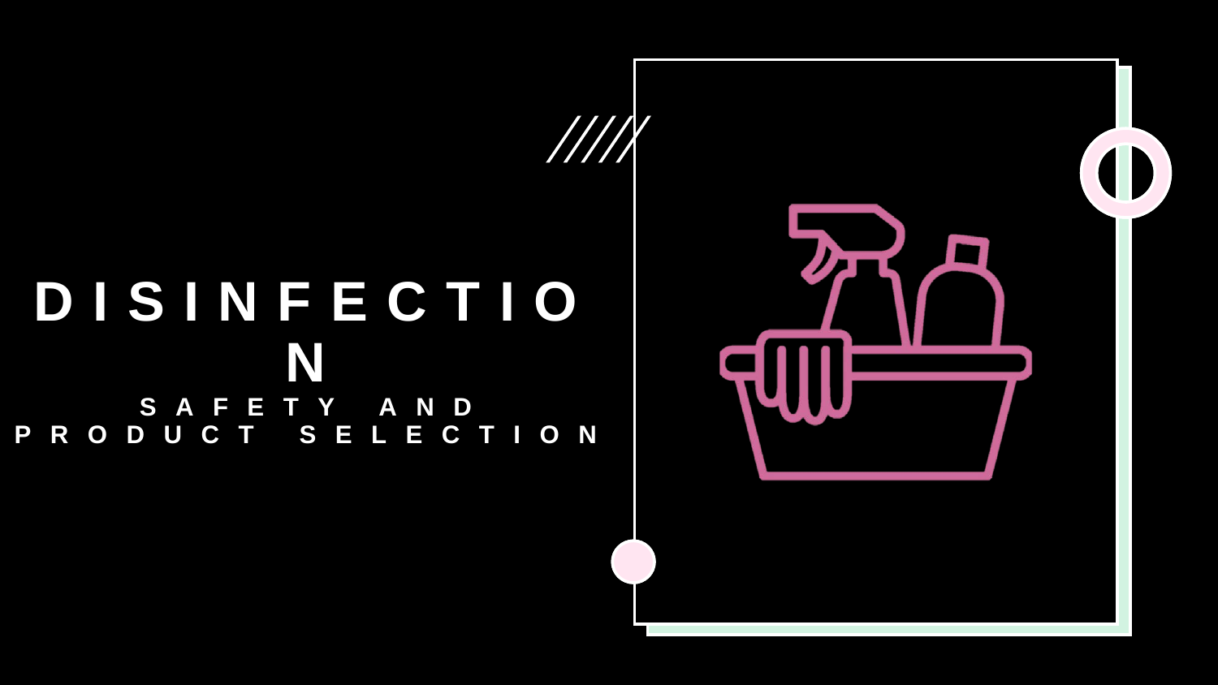# DISINFECTION

## SAFETY AND PRODUCT SELECTION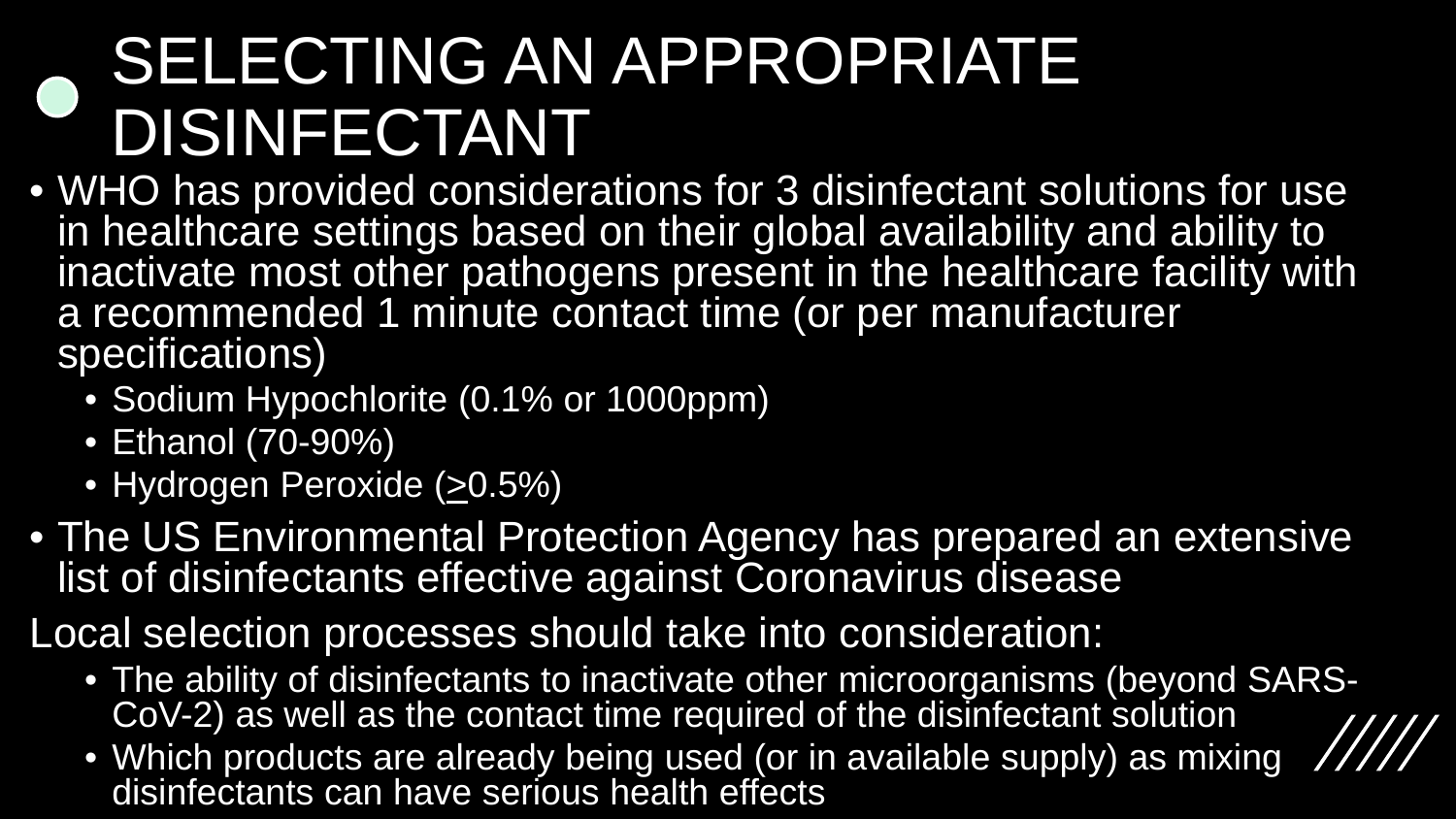# SELECTING AN APPROPRIATE DISINFECTANT

- WHO has provided considerations for 3 disinfectant solutions for use in healthcare settings based on their global availability and ability to inactivate most other pathogens present in the healthcare facility with a recommended 1 minute contact time (or per manufacturer specifications)
  - Sodium Hypochlorite (0.1% or 1000ppm)
  - Ethanol (70-90%)
  - Hydrogen Peroxide (≥0.5%)
- The US Environmental Protection Agency has prepared an extensive list of disinfectants effective against Coronavirus disease

Local selection processes should take into consideration:

- The ability of disinfectants to inactivate other microorganisms (beyond SARS-CoV-2) as well as the contact time required of the disinfectant solution
- Which products are already being used (or in available supply) as mixing disinfectants can have serious health effects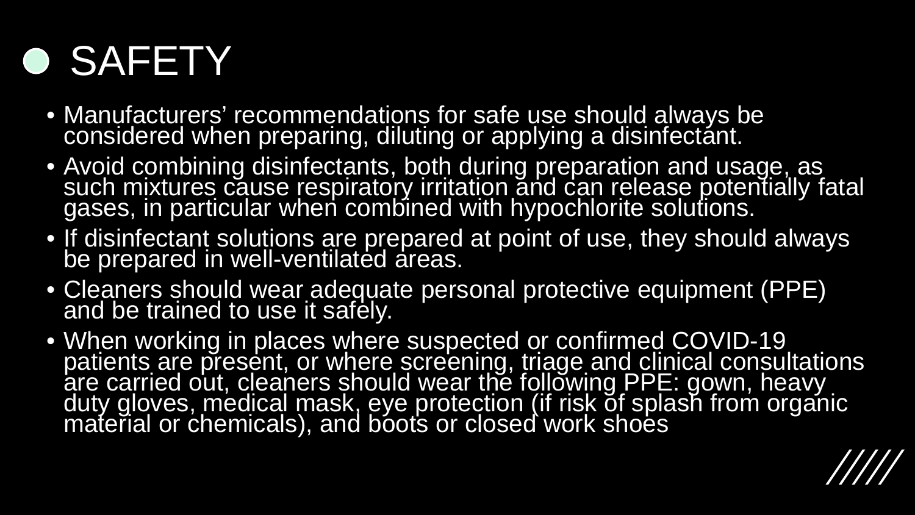# SAFETY

- Manufacturers' recommendations for safe use should always be considered when preparing, diluting or applying a disinfectant.
- Avoid combining disinfectants, both during preparation and usage, as such mixtures cause respiratory irritation and can release potentially fatal gases, in particular when combined with hypochlorite solutions.
- If disinfectant solutions are prepared at point of use, they should always be prepared in well-ventilated areas.
- Cleaners should wear adequate personal protective equipment (PPE) and be trained to use it safely.
- When working in places where suspected or confirmed COVID-19 patients are present, or where screening, triage and clinical consultations are carried out, cleaners should wear the following PPE: gown, heavy duty gloves, medical mask, eye protection (if risk of splash from organic material or chemicals), and boots or closed work shoes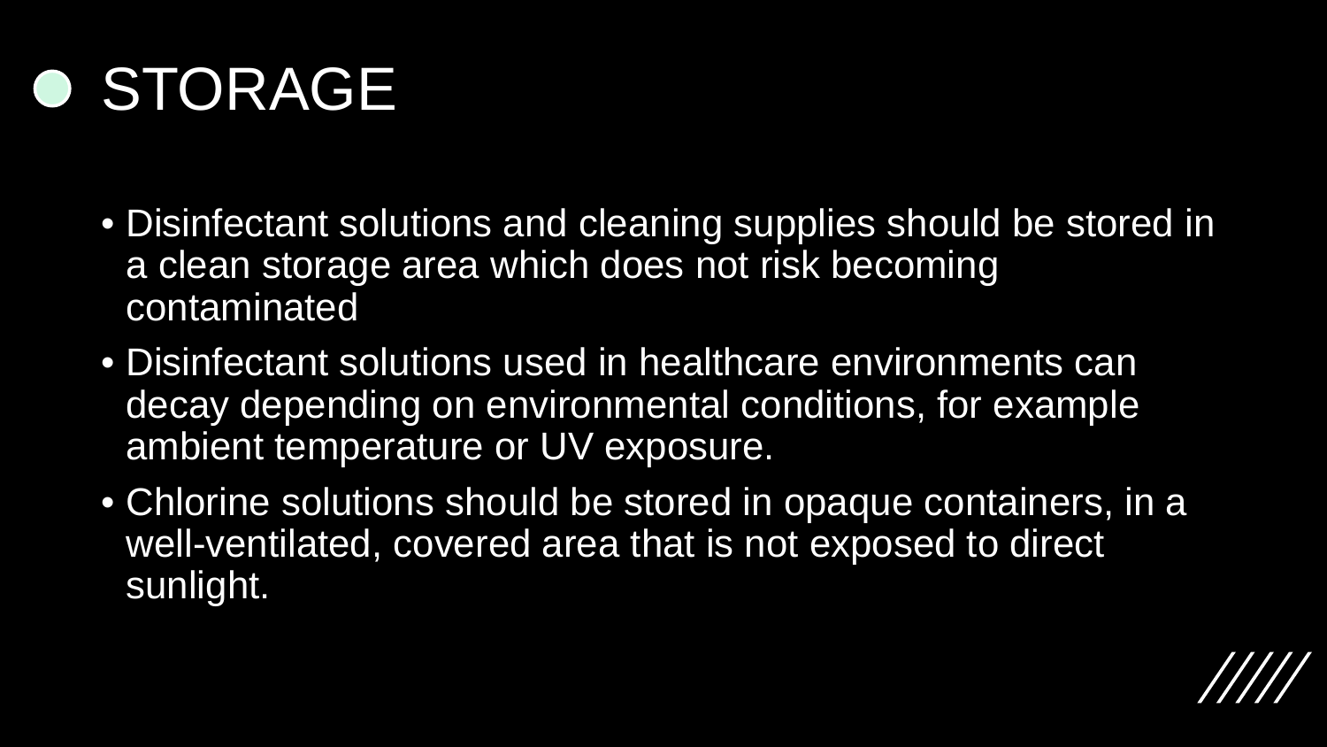# STORAGE

- Disinfectant solutions and cleaning supplies should be stored in a clean storage area which does not risk becoming contaminated
- Disinfectant solutions used in healthcare environments can decay depending on environmental conditions, for example ambient temperature or UV exposure.
- Chlorine solutions should be stored in opaque containers, in a well-ventilated, covered area that is not exposed to direct sunlight.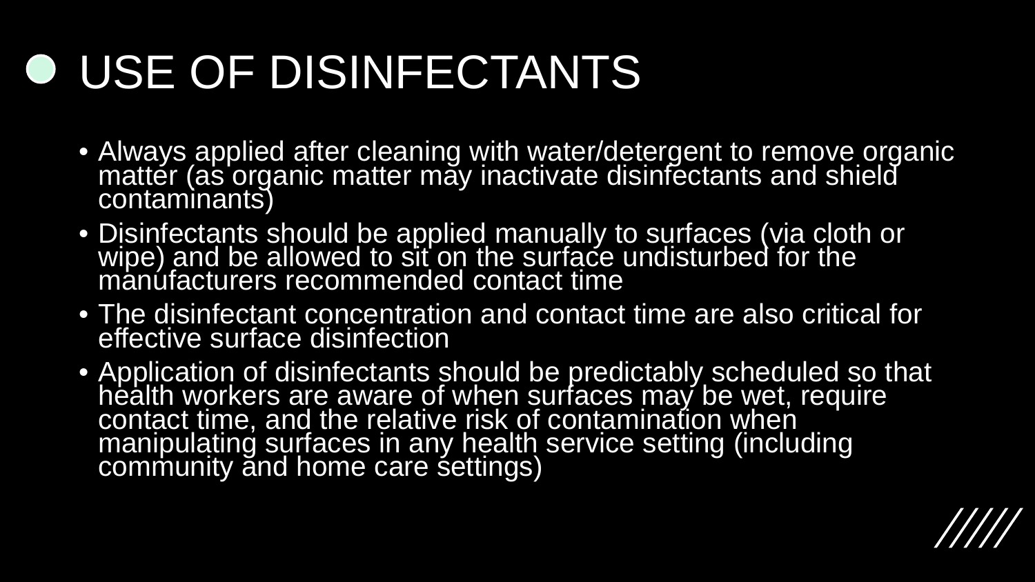# USE OF DISINFECTANTS

- Always applied after cleaning with water/detergent to remove organic matter (as organic matter may inactivate disinfectants and shield contaminants)
- Disinfectants should be applied manually to surfaces (via cloth or wipe) and be allowed to sit on the surface undisturbed for the manufacturers recommended contact time
- The disinfectant concentration and contact time are also critical for effective surface disinfection
- Application of disinfectants should be predictably scheduled so that health workers are aware of when surfaces may be wet, require contact time, and the relative risk of contamination when manipulating surfaces in any health service setting (including community and home care settings)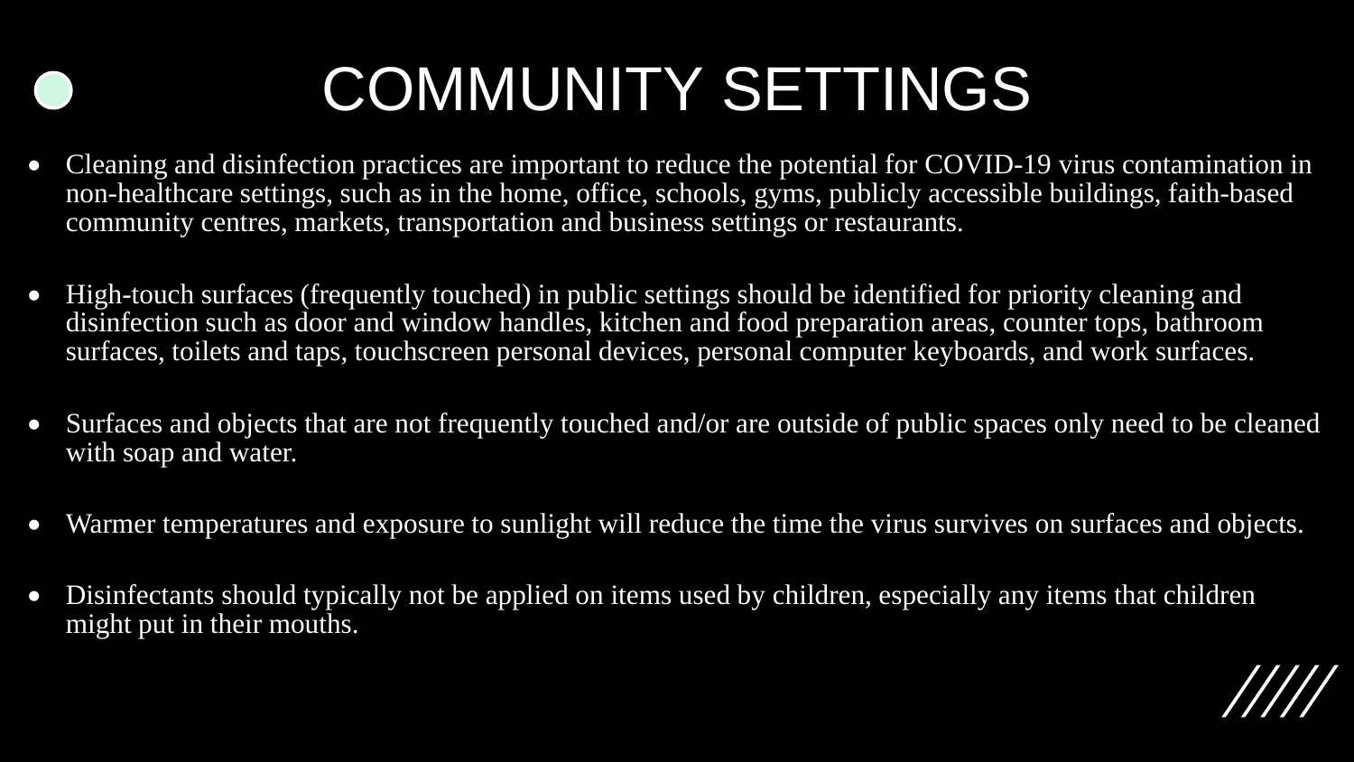# COMMUNITY SETTINGS

- Cleaning and disinfection practices are important to reduce the potential for COVID-19 virus contamination in non-healthcare settings, such as in the home, office, schools, gyms, publicly accessible buildings, faith-based community centres, markets, transportation and business settings or restaurants.
- High-touch surfaces (frequently touched) in public settings should be identified for priority cleaning and disinfection such as door and window handles, kitchen and food preparation areas, counter tops, bathroom surfaces, toilets and taps, touchscreen personal devices, personal computer keyboards, and work surfaces.
- Surfaces and objects that are not frequently touched and/or are outside of public spaces only need to be cleaned with soap and water.
- Warmer temperatures and exposure to sunlight will reduce the time the virus survives on surfaces and objects.
- Disinfectants should typically not be applied on items used by children, especially any items that children might put in their mouths.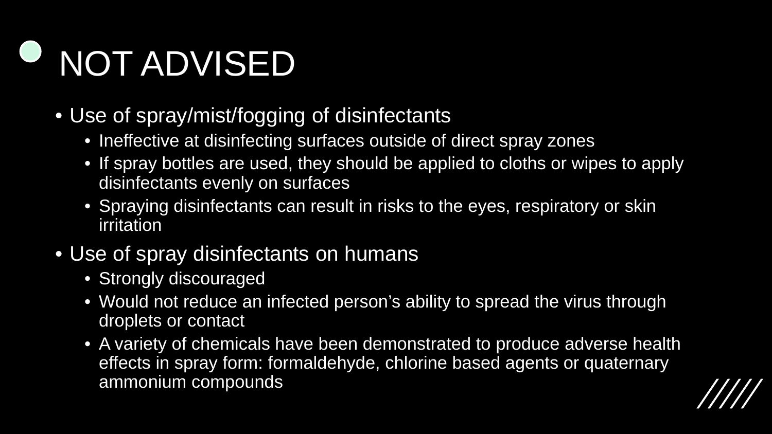# NOT ADVISED

- Use of spray/mist/fogging of disinfectants
  - Ineffective at disinfecting surfaces outside of direct spray zones
  - If spray bottles are used, they should be applied to cloths or wipes to apply disinfectants evenly on surfaces
  - Spraying disinfectants can result in risks to the eyes, respiratory or skin irritation
- Use of spray disinfectants on humans
  - Strongly discouraged
  - Would not reduce an infected person's ability to spread the virus through droplets or contact
  - A variety of chemicals have been demonstrated to produce adverse health effects in spray form: formaldehyde, chlorine based agents or quaternary ammonium compounds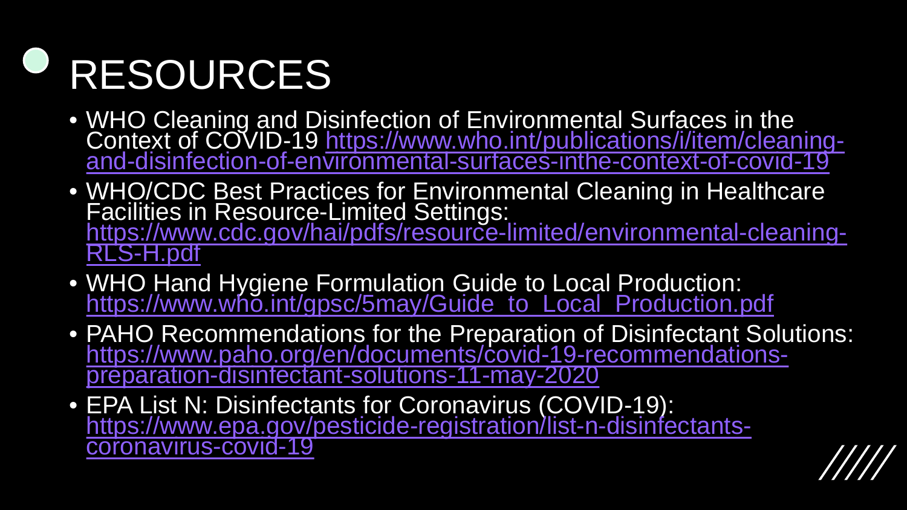# RESOURCES

- WHO Cleaning and Disinfection of Environmental Surfaces in the Context of COVID-19 https://www.who.int/publications/i/item/cleaning-and-disinfection-of-environmental-surfaces-inthe-context-of-covid-19
- WHO/CDC Best Practices for Environmental Cleaning in Healthcare Facilities in Resource-Limited Settings: https://www.cdc.gov/hai/pdfs/resource-limited/environmental-cleaning-RLS-H.pdf
- WHO Hand Hygiene Formulation Guide to Local Production: https://www.who.int/gpsc/5may/Guide_to_Local_Production.pdf
- PAHO Recommendations for the Preparation of Disinfectant Solutions: https://www.paho.org/en/documents/covid-19-recommendations-preparation-disinfectant-solutions-11-may-2020
- EPA List N: Disinfectants for Coronavirus (COVID-19): https://www.epa.gov/pesticide-registration/list-n-disinfectants-coronavirus-covid-19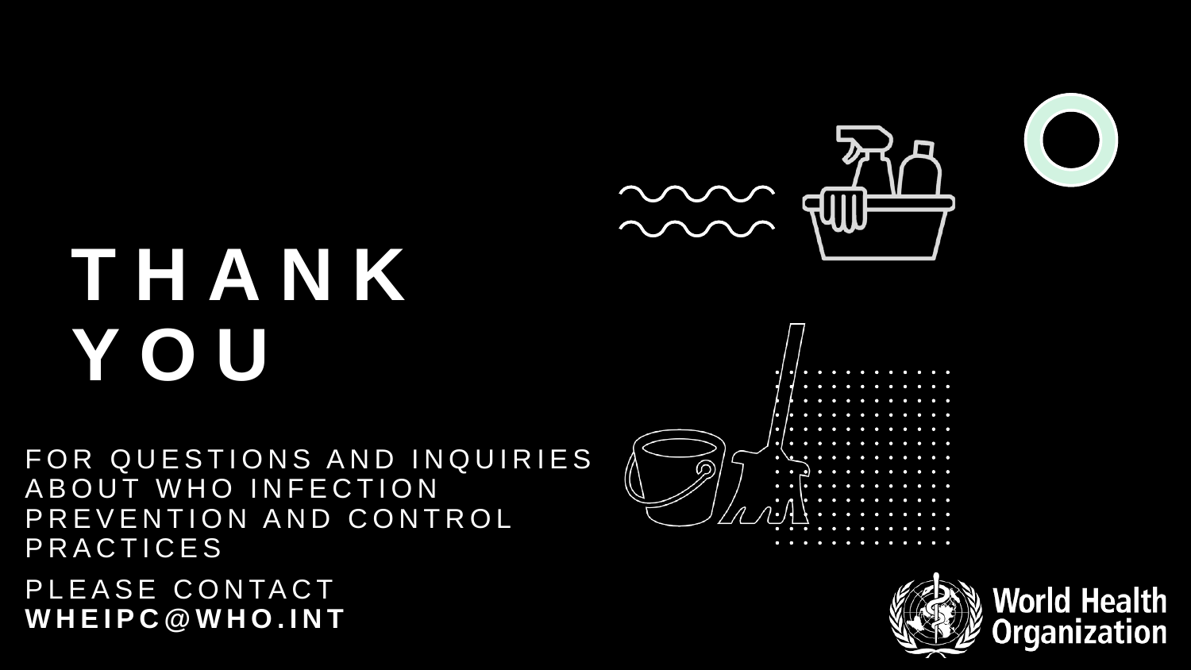# THANK YOU

FOR QUESTIONS AND INQUIRIES ABOUT WHO INFECTION PREVENTION AND CONTROL PRACTICES

PLEASE CONTACT **WHEIPC@WHO.INT**

World Health Organization